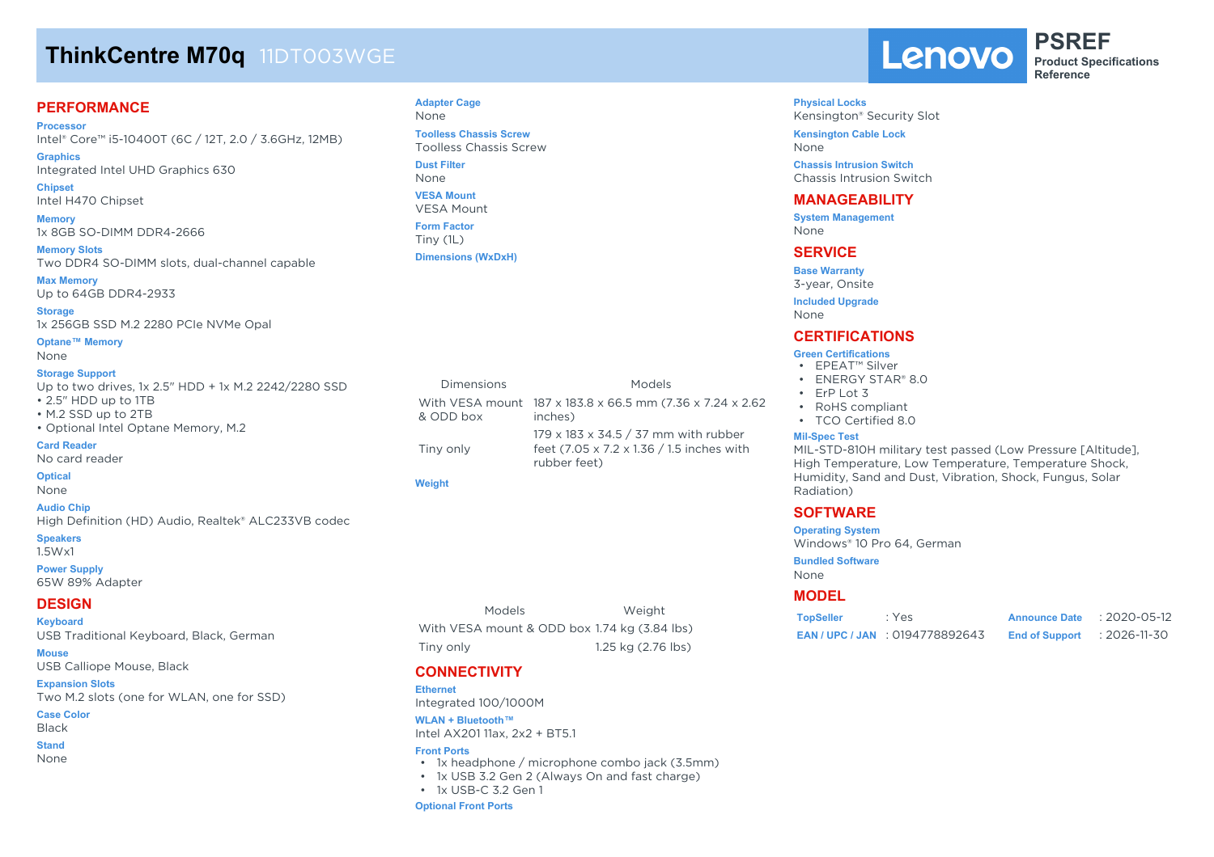# ThinkCentre M70q 11DT003WGE

Lenovo PSREF Product Specifications Reference

## PERFORMANCE

**Processor**
Intel® Core™ i5-10400T (6C / 12T, 2.0 / 3.6GHz, 12MB)

**Graphics**
Integrated Intel UHD Graphics 630

**Chipset**
Intel H470 Chipset

**Memory**
1x 8GB SO-DIMM DDR4-2666

**Memory Slots**
Two DDR4 SO-DIMM slots, dual-channel capable

**Max Memory**
Up to 64GB DDR4-2933

**Storage**
1x 256GB SSD M.2 2280 PCIe NVMe Opal

**Optane™ Memory**
None

**Storage Support**
Up to two drives, 1x 2.5" HDD + 1x M.2 2242/2280 SSD
- 2.5" HDD up to 1TB
- M.2 SSD up to 2TB
- Optional Intel Optane Memory, M.2

**Card Reader**
No card reader

**Optical**
None

**Audio Chip**
High Definition (HD) Audio, Realtek® ALC233VB codec

**Speakers**
1.5Wx1

**Power Supply**
65W 89% Adapter

## DESIGN

**Keyboard**
USB Traditional Keyboard, Black, German

**Mouse**
USB Calliope Mouse, Black

**Expansion Slots**
Two M.2 slots (one for WLAN, one for SSD)

**Case Color**
Black

**Stand**
None

**Adapter Cage**
None

**Toolless Chassis Screw**
Toolless Chassis Screw

**Dust Filter**
None

**VESA Mount**
VESA Mount

**Form Factor**
Tiny (1L)

**Dimensions (WxDxH)**

| Dimensions | Models |
|---|---|
| With VESA mount & ODD box | 187 x 183.8 x 66.5 mm (7.36 x 7.24 x 2.62 inches) |
| Tiny only | 179 x 183 x 34.5 / 37 mm with rubber feet (7.05 x 7.2 x 1.36 / 1.5 inches with rubber feet) |

**Weight**

| Models | Weight |
|---|---|
| With VESA mount & ODD box | 1.74 kg (3.84 lbs) |
| Tiny only | 1.25 kg (2.76 lbs) |

## CONNECTIVITY

**Ethernet**
Integrated 100/1000M

**WLAN + Bluetooth™**
Intel AX201 11ax, 2x2 + BT5.1

**Front Ports**
- 1x headphone / microphone combo jack (3.5mm)
- 1x USB 3.2 Gen 2 (Always On and fast charge)
- 1x USB-C 3.2 Gen 1

**Optional Front Ports**

**Physical Locks**
Kensington® Security Slot

**Kensington Cable Lock**
None

**Chassis Intrusion Switch**
Chassis Intrusion Switch

## MANAGEABILITY

**System Management**
None

## SERVICE

**Base Warranty**
3-year, Onsite

**Included Upgrade**
None

## CERTIFICATIONS

**Green Certifications**
- EPEAT™ Silver
- ENERGY STAR® 8.0
- ErP Lot 3
- RoHS compliant
- TCO Certified 8.0

**Mil-Spec Test**
MIL-STD-810H military test passed (Low Pressure [Altitude], High Temperature, Low Temperature, Temperature Shock, Humidity, Sand and Dust, Vibration, Shock, Fungus, Solar Radiation)

## SOFTWARE

**Operating System**
Windows® 10 Pro 64, German

**Bundled Software**
None

## MODEL

| | | | |
|---|---|---|---|
| **TopSeller** | : Yes | **Announce Date** | : 2020-05-12 |
| **EAN / UPC / JAN** | : 0194778892643 | **End of Support** | : 2026-11-30 |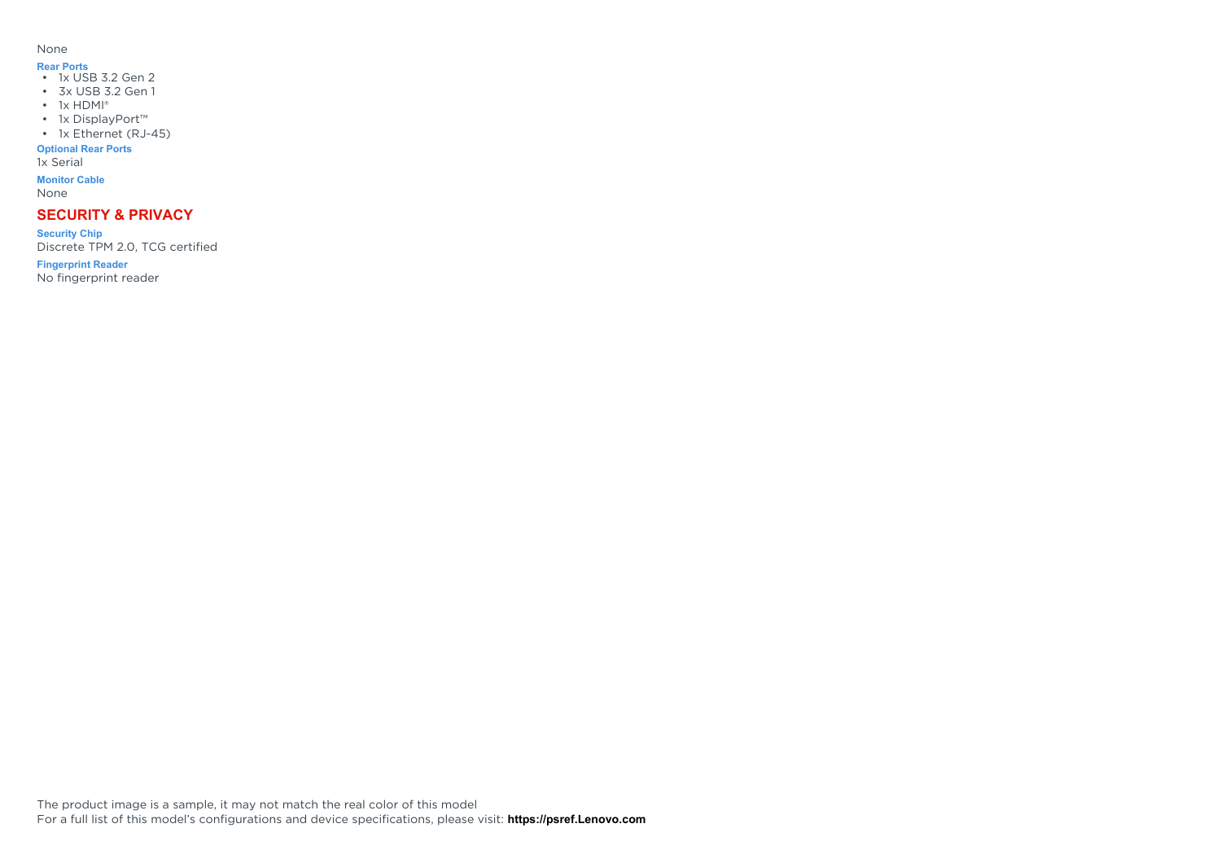None

**Rear Ports**

- 1x USB 3.2 Gen 2
- 3x USB 3.2 Gen 1
- 1x HDMI®
- 1x DisplayPort™
- 1x Ethernet (RJ-45)

**Optional Rear Ports**

1x Serial

**Monitor Cable**

None

## SECURITY & PRIVACY

**Security Chip**

Discrete TPM 2.0, TCG certified

**Fingerprint Reader**

No fingerprint reader

The product image is a sample, it may not match the real color of this model
For a full list of this model's configurations and device specifications, please visit: **https://psref.Lenovo.com**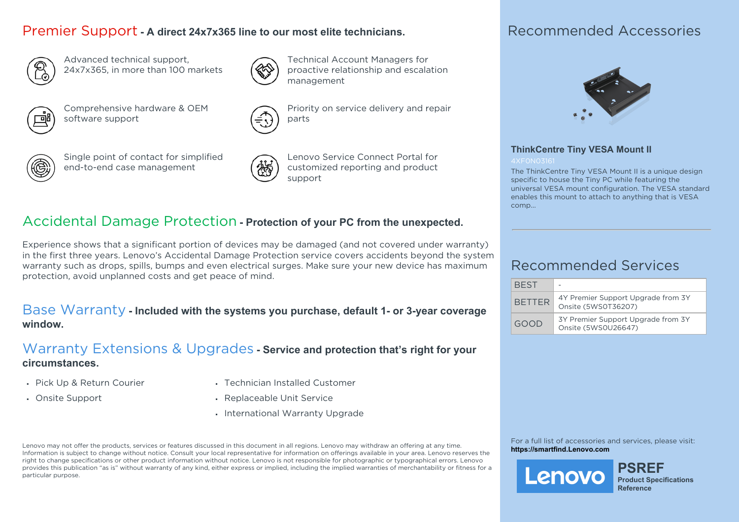## Premier Support - A direct 24x7x365 line to our most elite technicians.

- Advanced technical support, 24x7x365, in more than 100 markets
- Technical Account Managers for proactive relationship and escalation management
- Comprehensive hardware & OEM software support
- Priority on service delivery and repair parts
- Single point of contact for simplified end-to-end case management
- Lenovo Service Connect Portal for customized reporting and product support

## Accidental Damage Protection - Protection of your PC from the unexpected.

Experience shows that a significant portion of devices may be damaged (and not covered under warranty) in the first three years. Lenovo's Accidental Damage Protection service covers accidents beyond the system warranty such as drops, spills, bumps and even electrical surges. Make sure your new device has maximum protection, avoid unplanned costs and get peace of mind.

## Base Warranty - Included with the systems you purchase, default 1- or 3-year coverage window.

## Warranty Extensions & Upgrades - Service and protection that's right for your circumstances.

- Pick Up & Return Courier
- Onsite Support
- Technician Installed Customer
- Replaceable Unit Service
- International Warranty Upgrade

Lenovo may not offer the products, services or features discussed in this document in all regions. Lenovo may withdraw an offering at any time. Information is subject to change without notice. Consult your local representative for information on offerings available in your area. Lenovo reserves the right to change specifications or other product information without notice. Lenovo is not responsible for photographic or typographical errors. Lenovo provides this publication "as is" without warranty of any kind, either express or implied, including the implied warranties of merchantability or fitness for a particular purpose.

## Recommended Accessories

**ThinkCentre Tiny VESA Mount II**

4XF0N03161

The ThinkCentre Tiny VESA Mount II is a unique design specific to house the Tiny PC while featuring the universal VESA mount configuration. The VESA standard enables this mount to attach to anything that is VESA comp...

## Recommended Services

| | |
|---|---|
| BEST | - |
| BETTER | 4Y Premier Support Upgrade from 3Y Onsite (5WS0T36207) |
| GOOD | 3Y Premier Support Upgrade from 3Y Onsite (5WS0U26647) |

For a full list of accessories and services, please visit: **https://smartfind.Lenovo.com**

Lenovo **PSREF** Product Specifications Reference